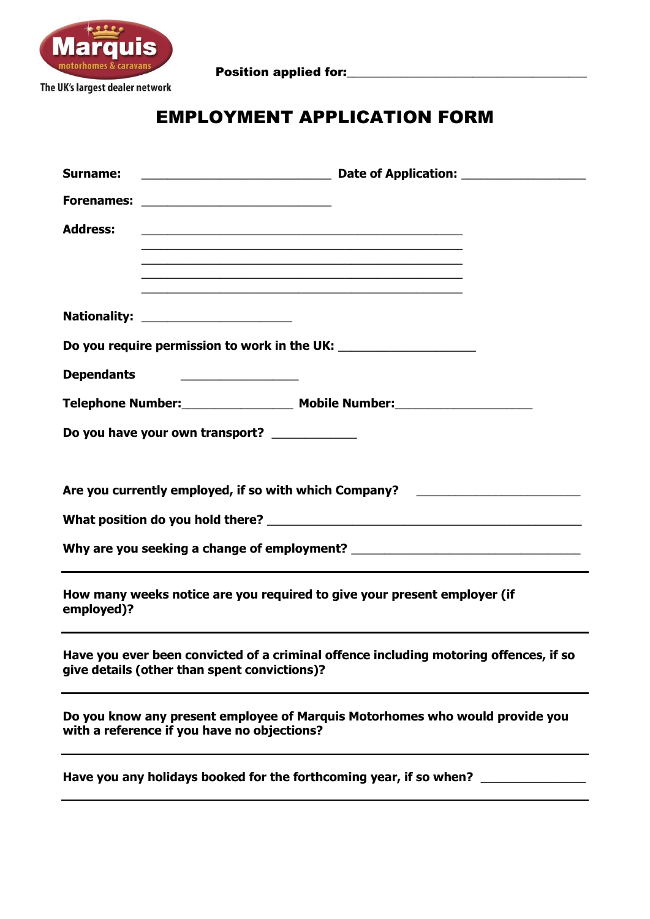Marquis motorhomes & caravans

The UK's largest dealer network

**Position applied for:**\_\_\_\_\_\_\_\_\_\_\_\_\_\_\_\_\_\_\_\_\_\_\_\_\_\_\_\_\_\_\_\_\_\_\_\_

# EMPLOYMENT APPLICATION FORM

**Surname:** \_\_\_\_\_\_\_\_\_\_\_\_\_\_\_\_\_\_\_\_\_\_\_\_\_\_\_\_ **Date of Application:** \_\_\_\_\_\_\_\_\_\_\_\_\_\_\_\_\_\_

**Forenames:** \_\_\_\_\_\_\_\_\_\_\_\_\_\_\_\_\_\_\_\_\_\_\_\_\_\_\_\_

**Address:** \_\_\_\_\_\_\_\_\_\_\_\_\_\_\_\_\_\_\_\_\_\_\_\_\_\_\_\_\_\_\_\_\_\_\_\_\_\_\_\_\_\_\_\_\_\_

\_\_\_\_\_\_\_\_\_\_\_\_\_\_\_\_\_\_\_\_\_\_\_\_\_\_\_\_\_\_\_\_\_\_\_\_\_\_\_\_\_\_\_\_\_\_

\_\_\_\_\_\_\_\_\_\_\_\_\_\_\_\_\_\_\_\_\_\_\_\_\_\_\_\_\_\_\_\_\_\_\_\_\_\_\_\_\_\_\_\_\_\_

\_\_\_\_\_\_\_\_\_\_\_\_\_\_\_\_\_\_\_\_\_\_\_\_\_\_\_\_\_\_\_\_\_\_\_\_\_\_\_\_\_\_\_\_\_\_

\_\_\_\_\_\_\_\_\_\_\_\_\_\_\_\_\_\_\_\_\_\_\_\_\_\_\_\_\_\_\_\_\_\_\_\_\_\_\_\_\_\_\_\_\_\_

**Nationality:** \_\_\_\_\_\_\_\_\_\_\_\_\_\_\_\_\_\_\_\_\_\_

**Do you require permission to work in the UK:** \_\_\_\_\_\_\_\_\_\_\_\_\_\_\_\_\_\_\_\_

**Dependants** \_\_\_\_\_\_\_\_\_\_\_\_\_\_\_\_\_

**Telephone Number:**\_\_\_\_\_\_\_\_\_\_\_\_\_\_\_\_ **Mobile Number:**\_\_\_\_\_\_\_\_\_\_\_\_\_\_\_\_\_\_\_\_

**Do you have your own transport?** \_\_\_\_\_\_\_\_\_\_\_\_

**Are you currently employed, if so with which Company?** \_\_\_\_\_\_\_\_\_\_\_\_\_\_\_\_\_\_\_\_\_\_\_\_

**What position do you hold there?** \_\_\_\_\_\_\_\_\_\_\_\_\_\_\_\_\_\_\_\_\_\_\_\_\_\_\_\_\_\_\_\_\_\_\_\_\_\_\_\_\_\_\_\_\_\_

**Why are you seeking a change of employment?** \_\_\_\_\_\_\_\_\_\_\_\_\_\_\_\_\_\_\_\_\_\_\_\_\_\_\_\_\_\_\_\_\_\_

---

**How many weeks notice are you required to give your present employer (if employed)?**

---

**Have you ever been convicted of a criminal offence including motoring offences, if so give details (other than spent convictions)?**

---

**Do you know any present employee of Marquis Motorhomes who would provide you with a reference if you have no objections?**

---

**Have you any holidays booked for the forthcoming year, if so when?** \_\_\_\_\_\_\_\_\_\_\_\_\_\_\_

---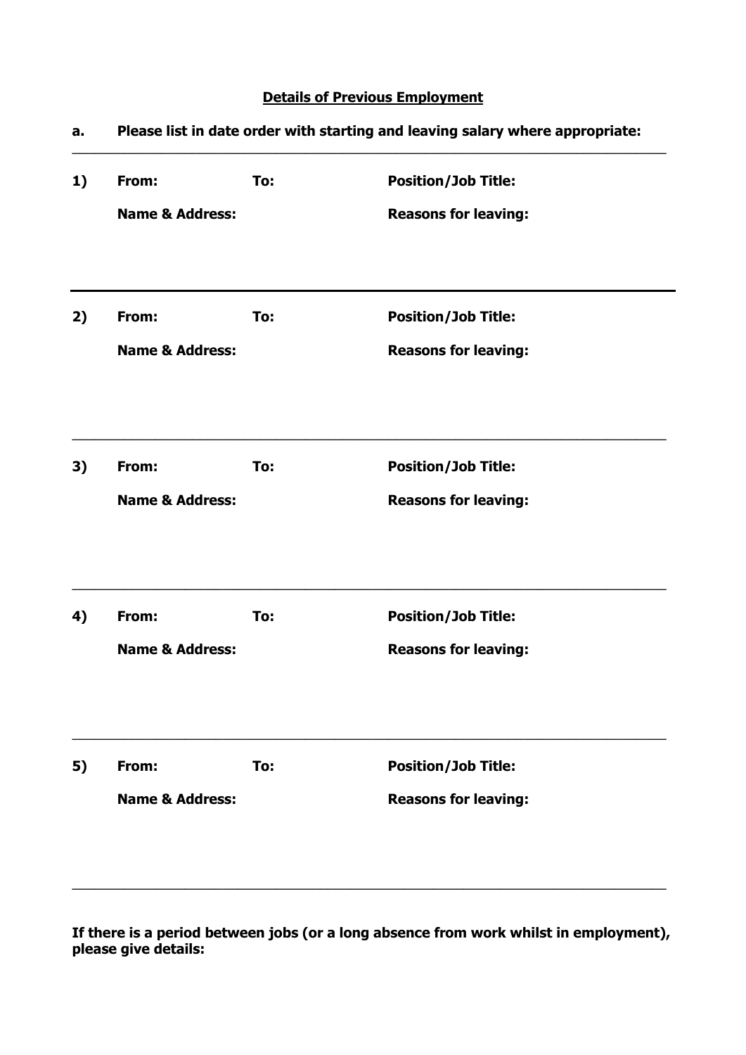## Details of Previous Employment

**a. Please list in date order with starting and leaving salary where appropriate:**

---

**1) From: To: Position/Job Title:**

**Name & Address: Reasons for leaving:**

---

**2) From: To: Position/Job Title:**

**Name & Address: Reasons for leaving:**

---

**3) From: To: Position/Job Title:**

**Name & Address: Reasons for leaving:**

---

**4) From: To: Position/Job Title:**

**Name & Address: Reasons for leaving:**

---

**5) From: To: Position/Job Title:**

**Name & Address: Reasons for leaving:**

---

**If there is a period between jobs (or a long absence from work whilst in employment), please give details:**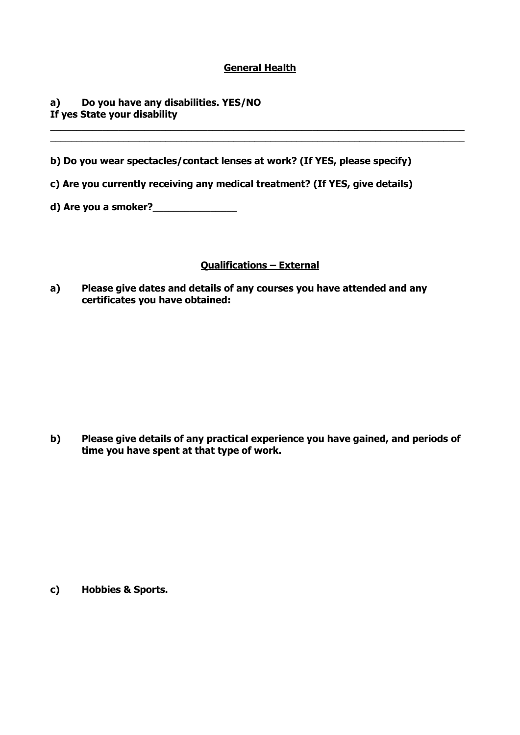## General Health

**a) Do you have any disabilities. YES/NO**
**If yes State your disability**

________________________________________________________________________________
________________________________________________________________________________

**b) Do you wear spectacles/contact lenses at work? (If YES, please specify)**

**c) Are you currently receiving any medical treatment? (If YES, give details)**

**d) Are you a smoker?**_______________

## Qualifications – External

**a) Please give dates and details of any courses you have attended and any certificates you have obtained:**

**b) Please give details of any practical experience you have gained, and periods of time you have spent at that type of work.**

**c) Hobbies & Sports.**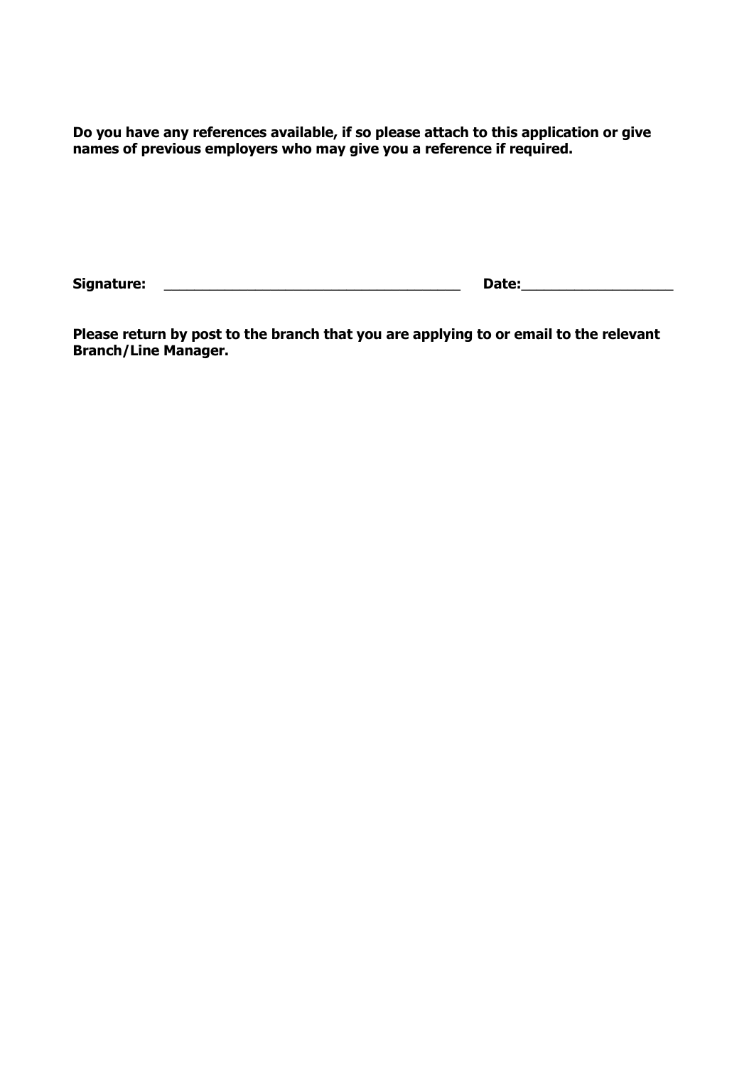**Do you have any references available, if so please attach to this application or give names of previous employers who may give you a reference if required.**

**Signature:** ____________________________________ **Date:**___________________

**Please return by post to the branch that you are applying to or email to the relevant Branch/Line Manager.**